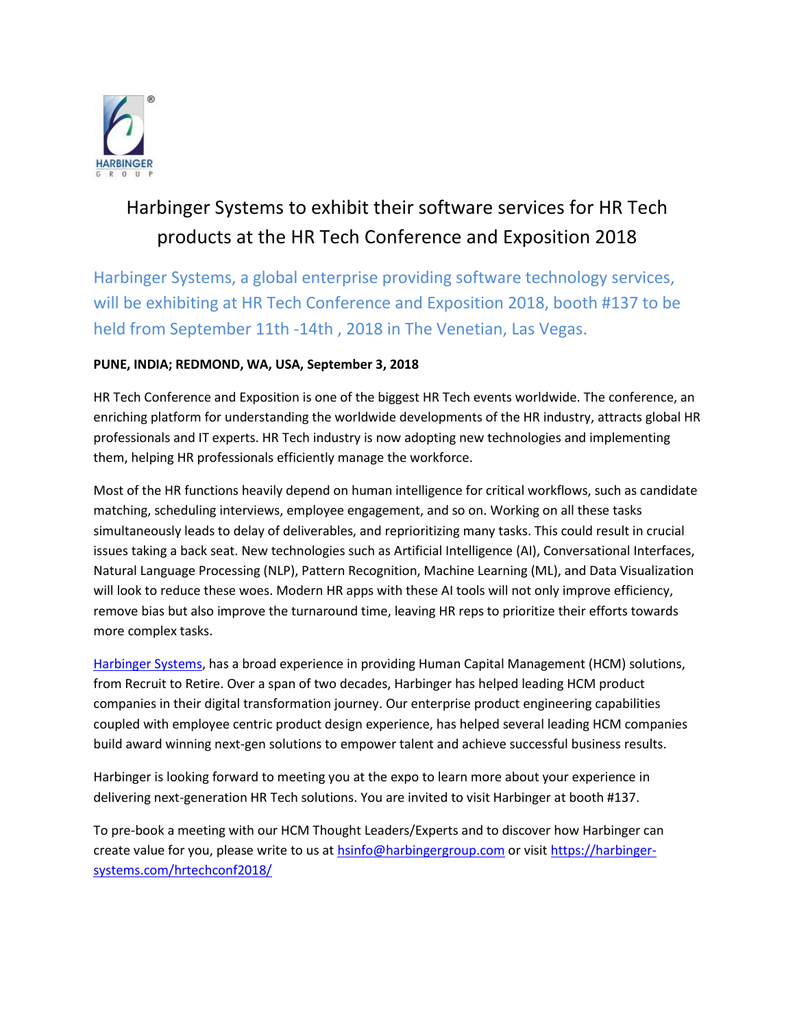# Harbinger Systems to exhibit their software services for HR Tech products at the HR Tech Conference and Exposition 2018

## Harbinger Systems, a global enterprise providing software technology services, will be exhibiting at HR Tech Conference and Exposition 2018, booth #137 to be held from September 11th -14th , 2018 in The Venetian, Las Vegas.

**PUNE, INDIA; REDMOND, WA, USA, September 3, 2018**

HR Tech Conference and Exposition is one of the biggest HR Tech events worldwide. The conference, an enriching platform for understanding the worldwide developments of the HR industry, attracts global HR professionals and IT experts. HR Tech industry is now adopting new technologies and implementing them, helping HR professionals efficiently manage the workforce.

Most of the HR functions heavily depend on human intelligence for critical workflows, such as candidate matching, scheduling interviews, employee engagement, and so on. Working on all these tasks simultaneously leads to delay of deliverables, and reprioritizing many tasks. This could result in crucial issues taking a back seat. New technologies such as Artificial Intelligence (AI), Conversational Interfaces, Natural Language Processing (NLP), Pattern Recognition, Machine Learning (ML), and Data Visualization will look to reduce these woes. Modern HR apps with these AI tools will not only improve efficiency, remove bias but also improve the turnaround time, leaving HR reps to prioritize their efforts towards more complex tasks.

Harbinger Systems, has a broad experience in providing Human Capital Management (HCM) solutions, from Recruit to Retire. Over a span of two decades, Harbinger has helped leading HCM product companies in their digital transformation journey. Our enterprise product engineering capabilities coupled with employee centric product design experience, has helped several leading HCM companies build award winning next-gen solutions to empower talent and achieve successful business results.

Harbinger is looking forward to meeting you at the expo to learn more about your experience in delivering next-generation HR Tech solutions. You are invited to visit Harbinger at booth #137.

To pre-book a meeting with our HCM Thought Leaders/Experts and to discover how Harbinger can create value for you, please write to us at hsinfo@harbingergroup.com or visit https://harbinger-systems.com/hrtechconf2018/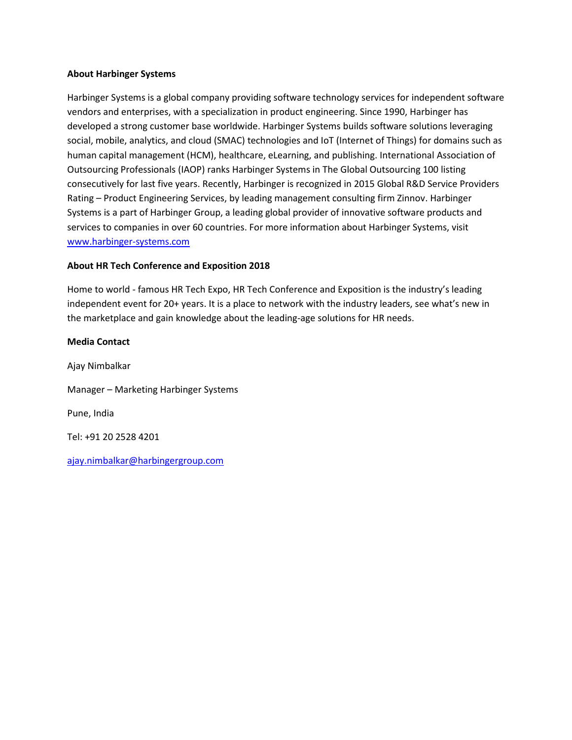**About Harbinger Systems**

Harbinger Systems is a global company providing software technology services for independent software vendors and enterprises, with a specialization in product engineering. Since 1990, Harbinger has developed a strong customer base worldwide. Harbinger Systems builds software solutions leveraging social, mobile, analytics, and cloud (SMAC) technologies and IoT (Internet of Things) for domains such as human capital management (HCM), healthcare, eLearning, and publishing. International Association of Outsourcing Professionals (IAOP) ranks Harbinger Systems in The Global Outsourcing 100 listing consecutively for last five years. Recently, Harbinger is recognized in 2015 Global R&D Service Providers Rating – Product Engineering Services, by leading management consulting firm Zinnov. Harbinger Systems is a part of Harbinger Group, a leading global provider of innovative software products and services to companies in over 60 countries. For more information about Harbinger Systems, visit [www.harbinger-systems.com](http://www.harbinger-systems.com)

**About HR Tech Conference and Exposition 2018**

Home to world - famous HR Tech Expo, HR Tech Conference and Exposition is the industry's leading independent event for 20+ years. It is a place to network with the industry leaders, see what's new in the marketplace and gain knowledge about the leading-age solutions for HR needs.

**Media Contact**

Ajay Nimbalkar

Manager – Marketing Harbinger Systems

Pune, India

Tel: +91 20 2528 4201

[ajay.nimbalkar@harbingergroup.com](mailto:ajay.nimbalkar@harbingergroup.com)